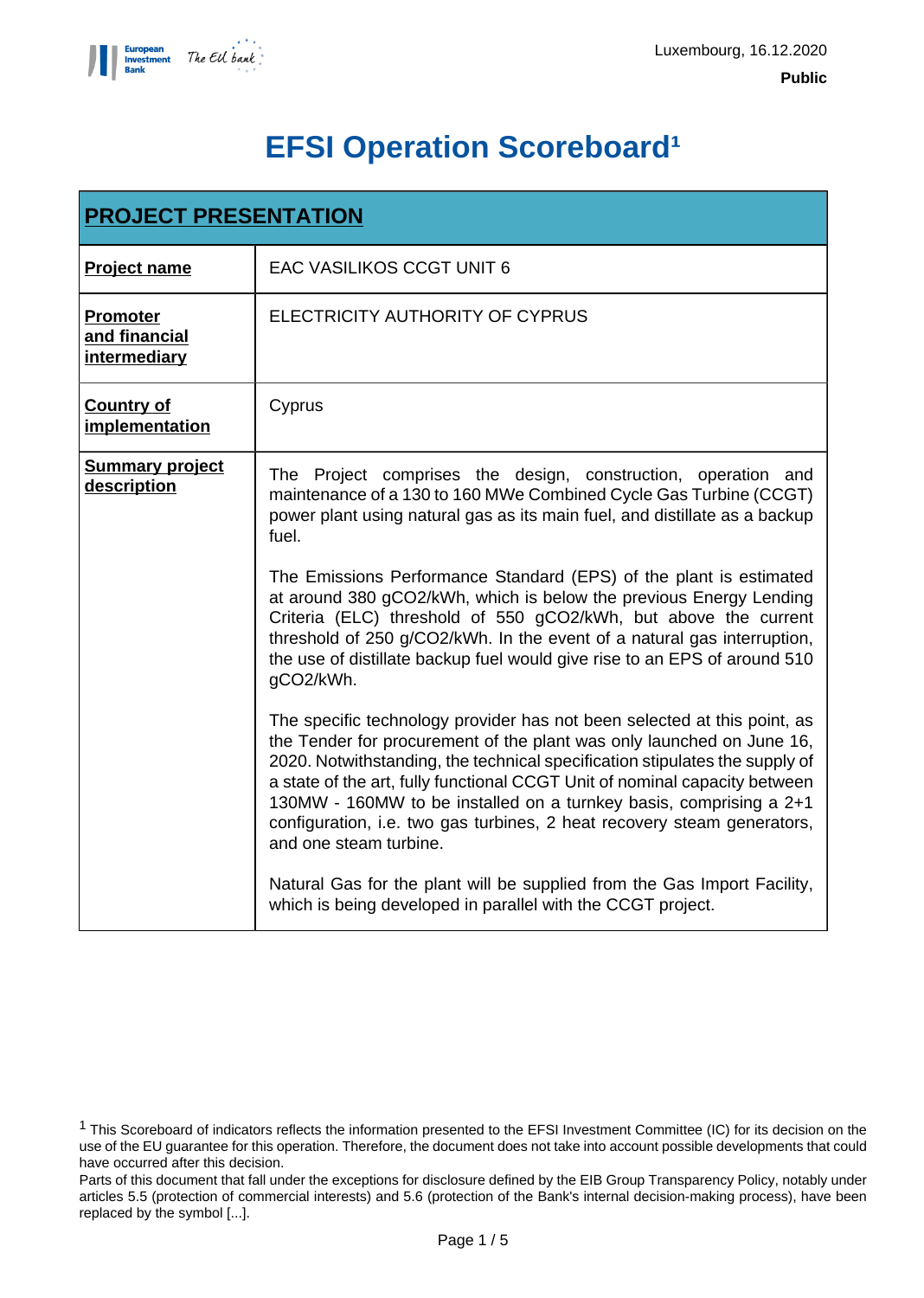Luxembourg, 16.12.2020

**Public**

# EFSI Operation Scoreboard[1]

| **PROJECT PRESENTATION** | |
|---|---|
| **Project name** | EAC VASILIKOS CCGT UNIT 6 |
| **Promoter and financial intermediary** | ELECTRICITY AUTHORITY OF CYPRUS |
| **Country of implementation** | Cyprus |
| **Summary project description** | The Project comprises the design, construction, operation and maintenance of a 130 to 160 MWe Combined Cycle Gas Turbine (CCGT) power plant using natural gas as its main fuel, and distillate as a backup fuel.<br><br>The Emissions Performance Standard (EPS) of the plant is estimated at around 380 gCO2/kWh, which is below the previous Energy Lending Criteria (ELC) threshold of 550 gCO2/kWh, but above the current threshold of 250 g/CO2/kWh. In the event of a natural gas interruption, the use of distillate backup fuel would give rise to an EPS of around 510 gCO2/kWh.<br><br>The specific technology provider has not been selected at this point, as the Tender for procurement of the plant was only launched on June 16, 2020. Notwithstanding, the technical specification stipulates the supply of a state of the art, fully functional CCGT Unit of nominal capacity between 130MW - 160MW to be installed on a turnkey basis, comprising a 2+1 configuration, i.e. two gas turbines, 2 heat recovery steam generators, and one steam turbine.<br><br>Natural Gas for the plant will be supplied from the Gas Import Facility, which is being developed in parallel with the CCGT project. |

[1] This Scoreboard of indicators reflects the information presented to the EFSI Investment Committee (IC) for its decision on the use of the EU guarantee for this operation. Therefore, the document does not take into account possible developments that could have occurred after this decision.
Parts of this document that fall under the exceptions for disclosure defined by the EIB Group Transparency Policy, notably under articles 5.5 (protection of commercial interests) and 5.6 (protection of the Bank's internal decision-making process), have been replaced by the symbol [...].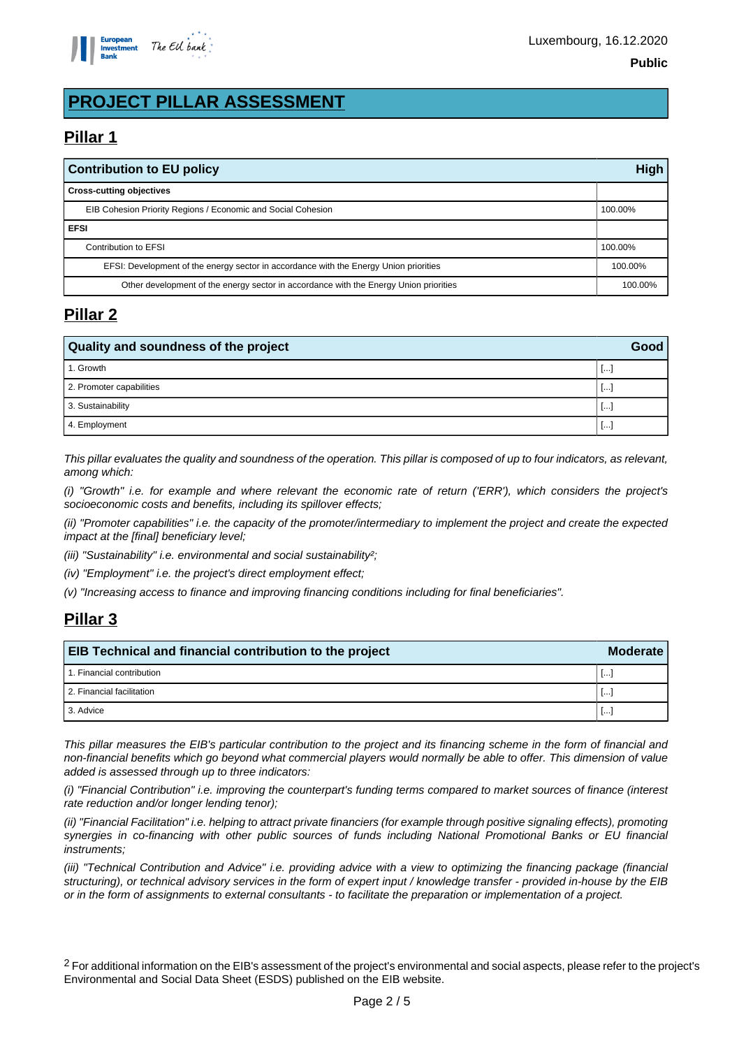# PROJECT PILLAR ASSESSMENT

## Pillar 1

| Contribution to EU policy | High |
|---|---|
| **Cross-cutting objectives** | |
| EIB Cohesion Priority Regions / Economic and Social Cohesion | 100.00% |
| **EFSI** | |
| Contribution to EFSI | 100.00% |
| EFSI: Development of the energy sector in accordance with the Energy Union priorities | 100.00% |
| Other development of the energy sector in accordance with the Energy Union priorities | 100.00% |

## Pillar 2

| Quality and soundness of the project | Good |
|---|---|
| 1. Growth | [...] |
| 2. Promoter capabilities | [...] |
| 3. Sustainability | [...] |
| 4. Employment | [...] |

*This pillar evaluates the quality and soundness of the operation. This pillar is composed of up to four indicators, as relevant, among which:*

*(i) "Growth" i.e. for example and where relevant the economic rate of return ('ERR'), which considers the project's socioeconomic costs and benefits, including its spillover effects;*

*(ii) "Promoter capabilities" i.e. the capacity of the promoter/intermediary to implement the project and create the expected impact at the [final] beneficiary level;*

*(iii) "Sustainability" i.e. environmental and social sustainability[2];*

*(iv) "Employment" i.e. the project's direct employment effect;*

*(v) "Increasing access to finance and improving financing conditions including for final beneficiaries".*

## Pillar 3

| EIB Technical and financial contribution to the project | Moderate |
|---|---|
| 1. Financial contribution | [...] |
| 2. Financial facilitation | [...] |
| 3. Advice | [...] |

*This pillar measures the EIB's particular contribution to the project and its financing scheme in the form of financial and non-financial benefits which go beyond what commercial players would normally be able to offer. This dimension of value added is assessed through up to three indicators:*

*(i) "Financial Contribution" i.e. improving the counterpart's funding terms compared to market sources of finance (interest rate reduction and/or longer lending tenor);*

*(ii) "Financial Facilitation" i.e. helping to attract private financiers (for example through positive signaling effects), promoting synergies in co-financing with other public sources of funds including National Promotional Banks or EU financial instruments;*

*(iii) "Technical Contribution and Advice" i.e. providing advice with a view to optimizing the financing package (financial structuring), or technical advisory services in the form of expert input / knowledge transfer - provided in-house by the EIB or in the form of assignments to external consultants - to facilitate the preparation or implementation of a project.*

[2] For additional information on the EIB's assessment of the project's environmental and social aspects, please refer to the project's Environmental and Social Data Sheet (ESDS) published on the EIB website.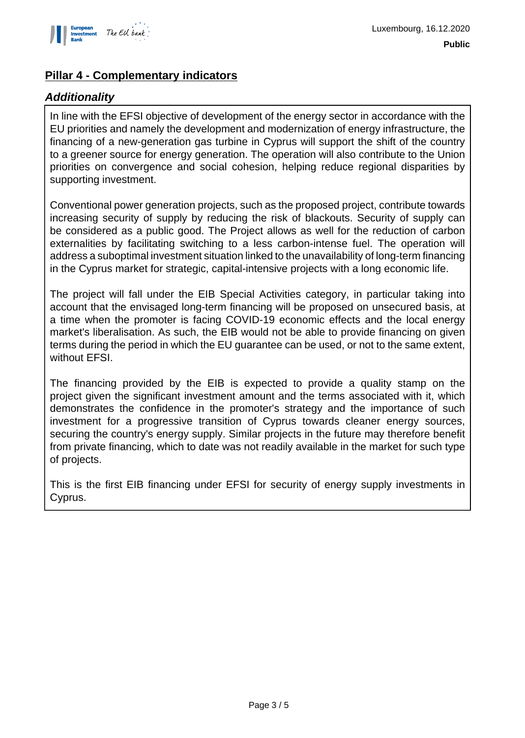## Pillar 4 - Complementary indicators

### *Additionality*

In line with the EFSI objective of development of the energy sector in accordance with the EU priorities and namely the development and modernization of energy infrastructure, the financing of a new-generation gas turbine in Cyprus will support the shift of the country to a greener source for energy generation. The operation will also contribute to the Union priorities on convergence and social cohesion, helping reduce regional disparities by supporting investment.

Conventional power generation projects, such as the proposed project, contribute towards increasing security of supply by reducing the risk of blackouts. Security of supply can be considered as a public good. The Project allows as well for the reduction of carbon externalities by facilitating switching to a less carbon-intense fuel. The operation will address a suboptimal investment situation linked to the unavailability of long-term financing in the Cyprus market for strategic, capital-intensive projects with a long economic life.

The project will fall under the EIB Special Activities category, in particular taking into account that the envisaged long-term financing will be proposed on unsecured basis, at a time when the promoter is facing COVID-19 economic effects and the local energy market's liberalisation. As such, the EIB would not be able to provide financing on given terms during the period in which the EU guarantee can be used, or not to the same extent, without EFSI.

The financing provided by the EIB is expected to provide a quality stamp on the project given the significant investment amount and the terms associated with it, which demonstrates the confidence in the promoter's strategy and the importance of such investment for a progressive transition of Cyprus towards cleaner energy sources, securing the country's energy supply. Similar projects in the future may therefore benefit from private financing, which to date was not readily available in the market for such type of projects.

This is the first EIB financing under EFSI for security of energy supply investments in Cyprus.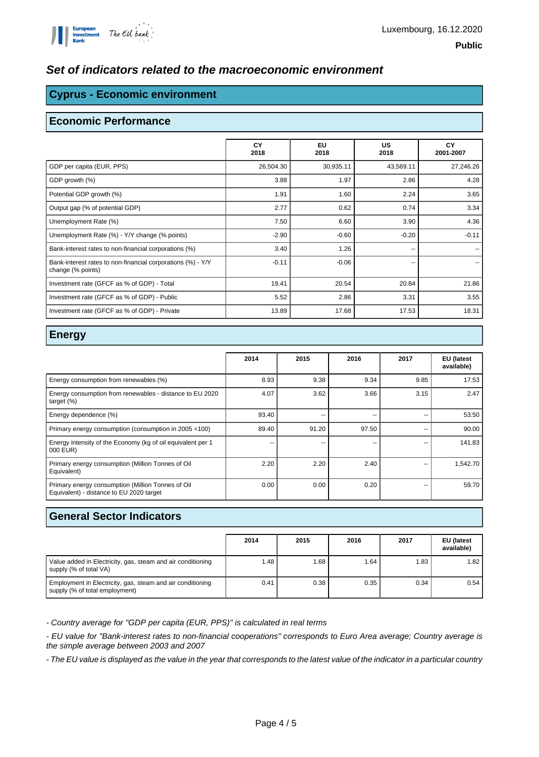Luxembourg, 16.12.2020

**Public**

## *Set of indicators related to the macroeconomic environment*

## Cyprus - Economic environment

### Economic Performance

| | CY 2018 | EU 2018 | US 2018 | CY 2001-2007 |
|---|---|---|---|---|
| GDP per capita (EUR, PPS) | 26,504.30 | 30,935.11 | 43,569.11 | 27,246.26 |
| GDP growth (%) | 3.88 | 1.97 | 2.86 | 4.28 |
| Potential GDP growth (%) | 1.91 | 1.60 | 2.24 | 3.65 |
| Output gap (% of potential GDP) | 2.77 | 0.62 | 0.74 | 3.34 |
| Unemployment Rate (%) | 7.50 | 6.60 | 3.90 | 4.36 |
| Unemployment Rate (%) - Y/Y change (% points) | -2.90 | -0.60 | -0.20 | -0.11 |
| Bank-interest rates to non-financial corporations (%) | 3.40 | 1.26 | -- | -- |
| Bank-interest rates to non-financial corporations (%) - Y/Y change (% points) | -0.11 | -0.06 | -- | -- |
| Investment rate (GFCF as % of GDP) - Total | 19.41 | 20.54 | 20.84 | 21.86 |
| Investment rate (GFCF as % of GDP) - Public | 5.52 | 2.86 | 3.31 | 3.55 |
| Investment rate (GFCF as % of GDP) - Private | 13.89 | 17.68 | 17.53 | 18.31 |

### Energy

| | 2014 | 2015 | 2016 | 2017 | EU (latest available) |
|---|---|---|---|---|---|
| Energy consumption from renewables (%) | 8.93 | 9.38 | 9.34 | 9.85 | 17.53 |
| Energy consumption from renewables - distance to EU 2020 target (%) | 4.07 | 3.62 | 3.66 | 3.15 | 2.47 |
| Energy dependence (%) | 93.40 | -- | -- | -- | 53.50 |
| Primary energy consumption (consumption in 2005 =100) | 89.40 | 91.20 | 97.50 | -- | 90.00 |
| Energy intensity of the Economy (kg of oil equivalent per 1 000 EUR) | -- | -- | -- | -- | 141.83 |
| Primary energy consumption (Million Tonnes of Oil Equivalent) | 2.20 | 2.20 | 2.40 | -- | 1,542.70 |
| Primary energy consumption (Million Tonnes of Oil Equivalent) - distance to EU 2020 target | 0.00 | 0.00 | 0.20 | -- | 59.70 |

### General Sector Indicators

| | 2014 | 2015 | 2016 | 2017 | EU (latest available) |
|---|---|---|---|---|---|
| Value added in Electricity, gas, steam and air conditioning supply (% of total VA) | 1.48 | 1.68 | 1.64 | 1.83 | 1.82 |
| Employment in Electricity, gas, steam and air conditioning supply (% of total employment) | 0.41 | 0.38 | 0.35 | 0.34 | 0.54 |

*- Country average for "GDP per capita (EUR, PPS)" is calculated in real terms*

*- EU value for "Bank-interest rates to non-financial cooperations" corresponds to Euro Area average; Country average is the simple average between 2003 and 2007*

*- The EU value is displayed as the value in the year that corresponds to the latest value of the indicator in a particular country*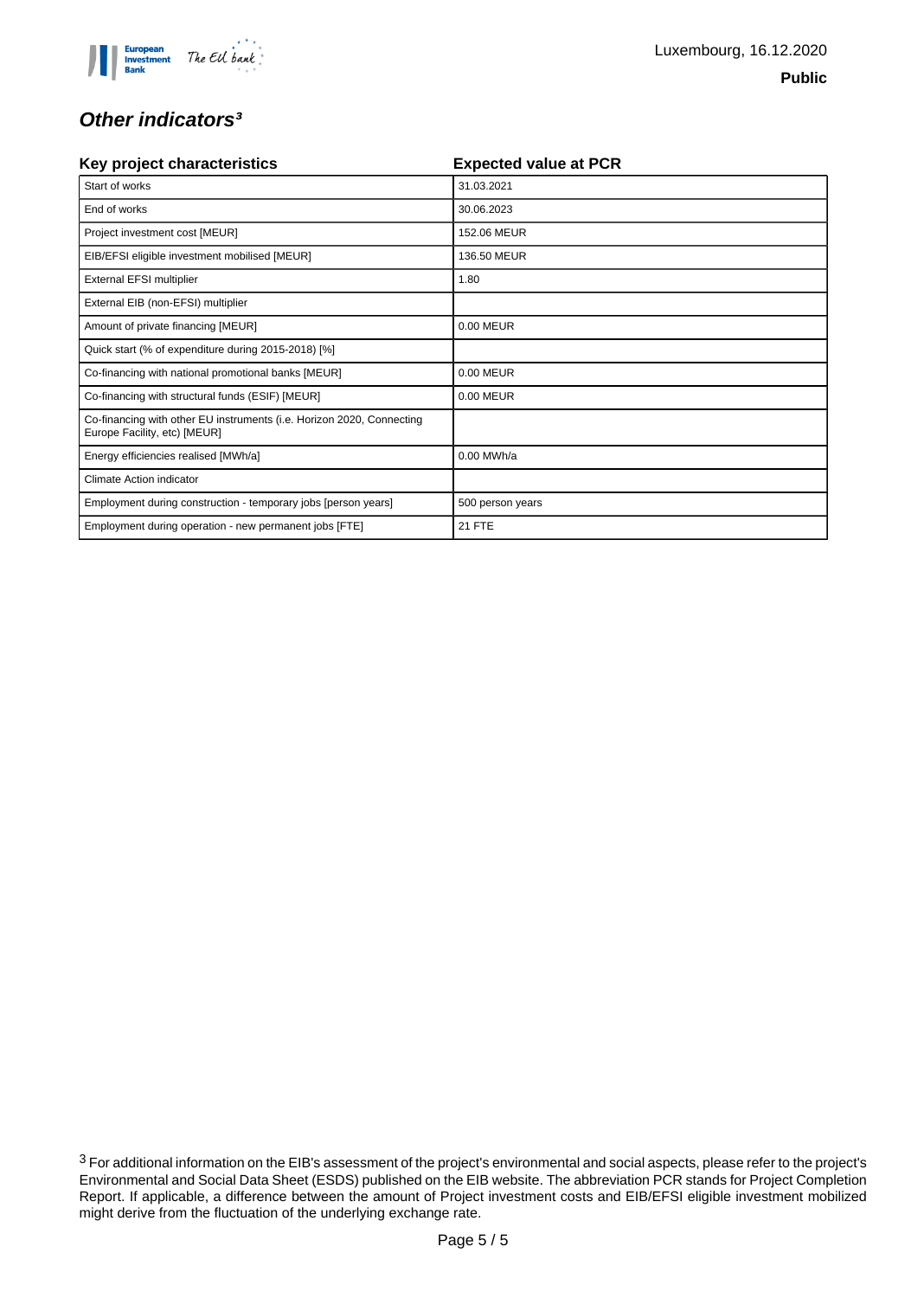## *Other indicators*[3]

| Key project characteristics | Expected value at PCR |
|---|---|
| Start of works | 31.03.2021 |
| End of works | 30.06.2023 |
| Project investment cost [MEUR] | 152.06 MEUR |
| EIB/EFSI eligible investment mobilised [MEUR] | 136.50 MEUR |
| External EFSI multiplier | 1.80 |
| External EIB (non-EFSI) multiplier | |
| Amount of private financing [MEUR] | 0.00 MEUR |
| Quick start (% of expenditure during 2015-2018) [%] | |
| Co-financing with national promotional banks [MEUR] | 0.00 MEUR |
| Co-financing with structural funds (ESIF) [MEUR] | 0.00 MEUR |
| Co-financing with other EU instruments (i.e. Horizon 2020, Connecting Europe Facility, etc) [MEUR] | |
| Energy efficiencies realised [MWh/a] | 0.00 MWh/a |
| Climate Action indicator | |
| Employment during construction - temporary jobs [person years] | 500 person years |
| Employment during operation - new permanent jobs [FTE] | 21 FTE |

[3] For additional information on the EIB's assessment of the project's environmental and social aspects, please refer to the project's Environmental and Social Data Sheet (ESDS) published on the EIB website. The abbreviation PCR stands for Project Completion Report. If applicable, a difference between the amount of Project investment costs and EIB/EFSI eligible investment mobilized might derive from the fluctuation of the underlying exchange rate.